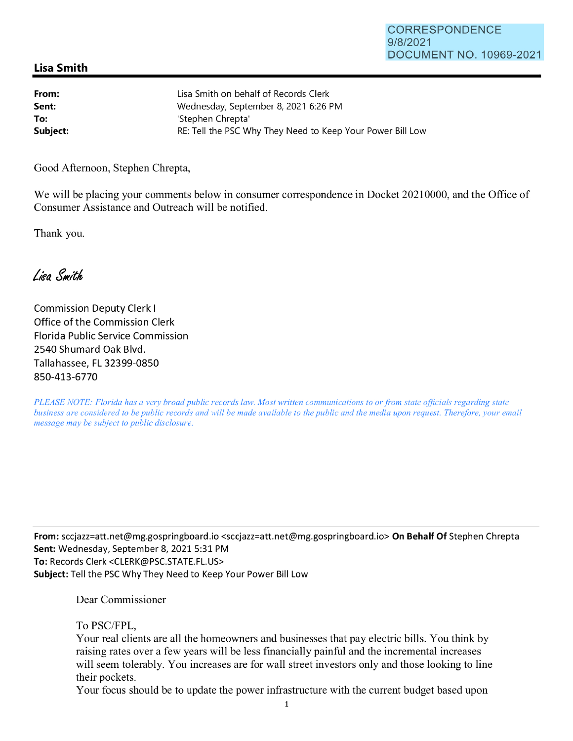CORRESPONDENCE
9/8/2021
DOCUMENT NO. 10969-2021

## Lisa Smith

**From:** Lisa Smith on behalf of Records Clerk
**Sent:** Wednesday, September 8, 2021 6:26 PM
**To:** 'Stephen Chrepta'
**Subject:** RE: Tell the PSC Why They Need to Keep Your Power Bill Low

Good Afternoon, Stephen Chrepta,

We will be placing your comments below in consumer correspondence in Docket 20210000, and the Office of Consumer Assistance and Outreach will be notified.

Thank you.

*Lisa Smith*

Commission Deputy Clerk I
Office of the Commission Clerk
Florida Public Service Commission
2540 Shumard Oak Blvd.
Tallahassee, FL 32399-0850
850-413-6770

*PLEASE NOTE: Florida has a very broad public records law. Most written communications to or from state officials regarding state business are considered to be public records and will be made available to the public and the media upon request. Therefore, your email message may be subject to public disclosure.*

---

**From:** sccjazz=att.net@mg.gospringboard.io <sccjazz=att.net@mg.gospringboard.io> **On Behalf Of** Stephen Chrepta
**Sent:** Wednesday, September 8, 2021 5:31 PM
**To:** Records Clerk <CLERK@PSC.STATE.FL.US>
**Subject:** Tell the PSC Why They Need to Keep Your Power Bill Low

Dear Commissioner

To PSC/FPL,
Your real clients are all the homeowners and businesses that pay electric bills. You think by raising rates over a few years will be less financially painful and the incremental increases will seem tolerably. You increases are for wall street investors only and those looking to line their pockets.
Your focus should be to update the power infrastructure with the current budget based upon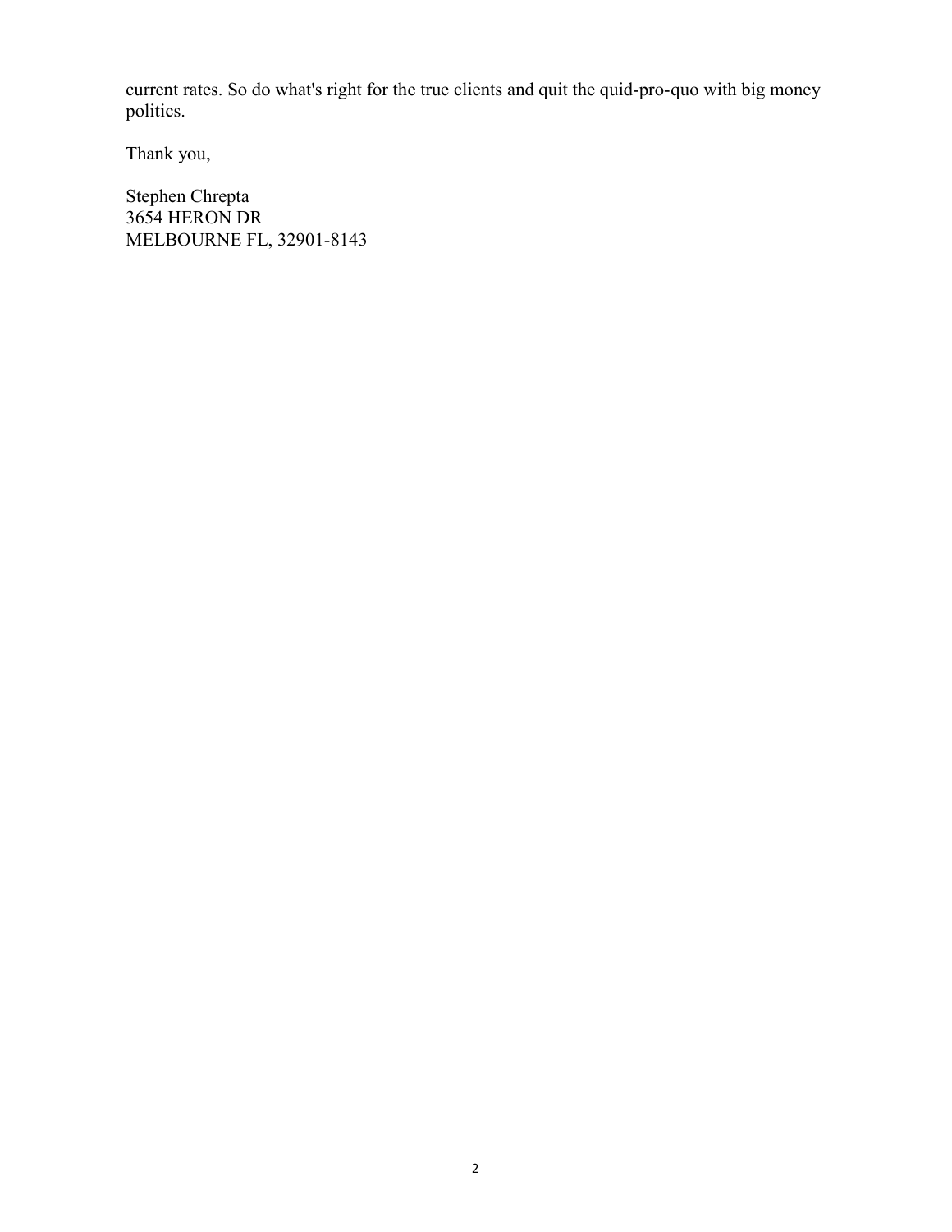current rates. So do what's right for the true clients and quit the quid-pro-quo with big money politics.

Thank you,

Stephen Chrepta  
3654 HERON DR  
MELBOURNE FL, 32901-8143